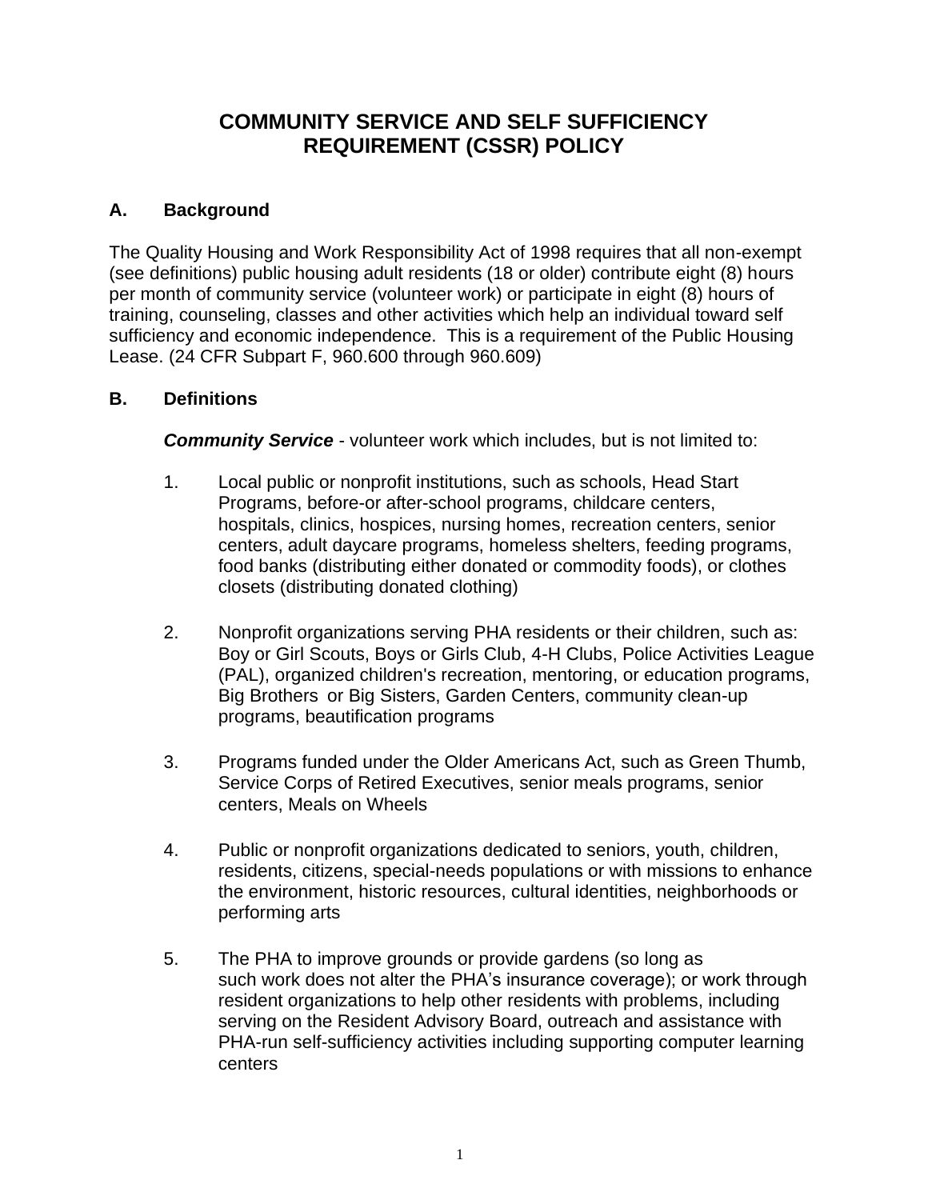# COMMUNITY SERVICE AND SELF SUFFICIENCY REQUIREMENT (CSSR) POLICY

## A. Background

The Quality Housing and Work Responsibility Act of 1998 requires that all non-exempt (see definitions) public housing adult residents (18 or older) contribute eight (8) hours per month of community service (volunteer work) or participate in eight (8) hours of training, counseling, classes and other activities which help an individual toward self sufficiency and economic independence. This is a requirement of the Public Housing Lease. (24 CFR Subpart F, 960.600 through 960.609)

## B. Definitions

***Community Service*** - volunteer work which includes, but is not limited to:

1. Local public or nonprofit institutions, such as schools, Head Start Programs, before-or after-school programs, childcare centers, hospitals, clinics, hospices, nursing homes, recreation centers, senior centers, adult daycare programs, homeless shelters, feeding programs, food banks (distributing either donated or commodity foods), or clothes closets (distributing donated clothing)

2. Nonprofit organizations serving PHA residents or their children, such as: Boy or Girl Scouts, Boys or Girls Club, 4-H Clubs, Police Activities League (PAL), organized children's recreation, mentoring, or education programs, Big Brothers or Big Sisters, Garden Centers, community clean-up programs, beautification programs

3. Programs funded under the Older Americans Act, such as Green Thumb, Service Corps of Retired Executives, senior meals programs, senior centers, Meals on Wheels

4. Public or nonprofit organizations dedicated to seniors, youth, children, residents, citizens, special-needs populations or with missions to enhance the environment, historic resources, cultural identities, neighborhoods or performing arts

5. The PHA to improve grounds or provide gardens (so long as such work does not alter the PHA's insurance coverage); or work through resident organizations to help other residents with problems, including serving on the Resident Advisory Board, outreach and assistance with PHA-run self-sufficiency activities including supporting computer learning centers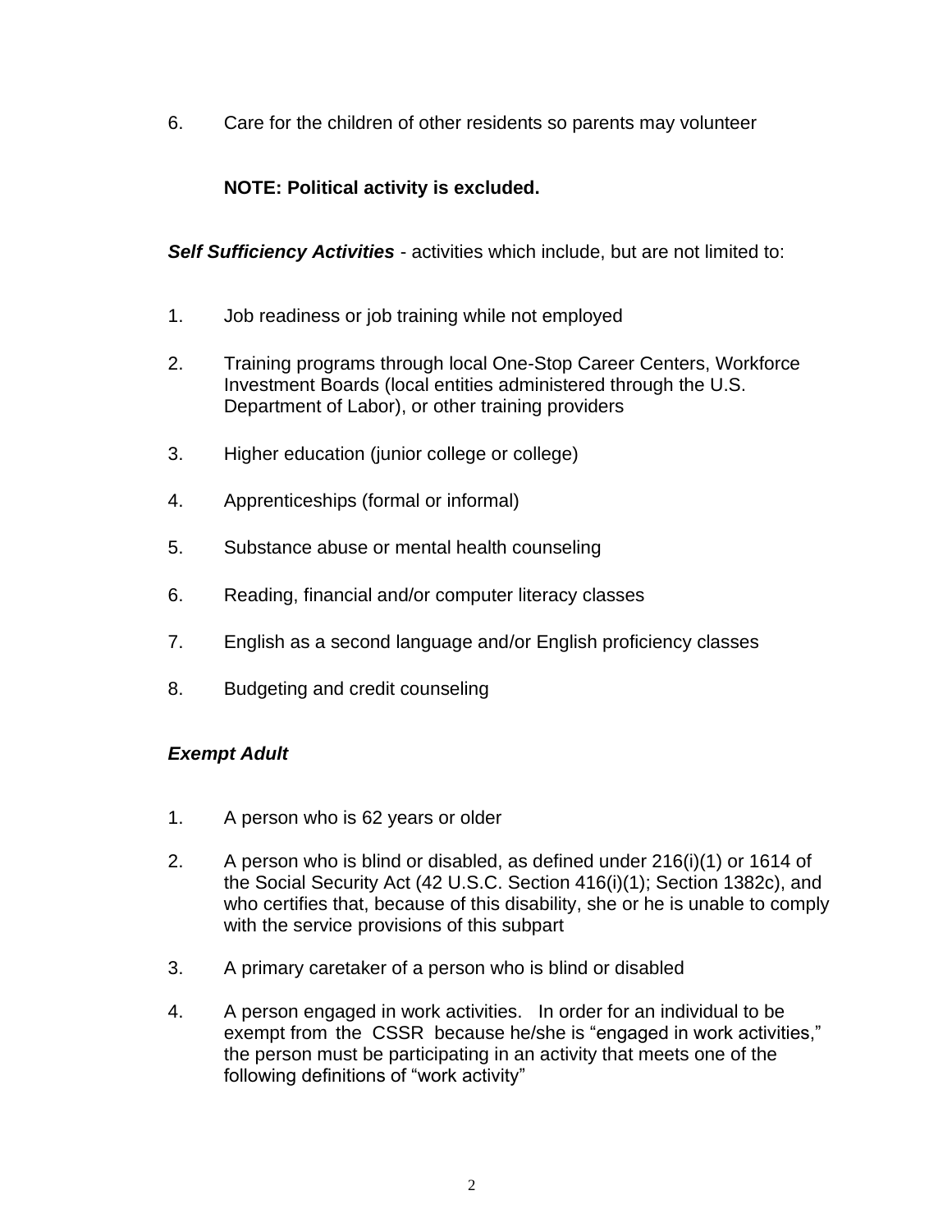6. Care for the children of other residents so parents may volunteer

   **NOTE: Political activity is excluded.**

***Self Sufficiency Activities*** - activities which include, but are not limited to:

1. Job readiness or job training while not employed
2. Training programs through local One-Stop Career Centers, Workforce Investment Boards (local entities administered through the U.S. Department of Labor), or other training providers
3. Higher education (junior college or college)
4. Apprenticeships (formal or informal)
5. Substance abuse or mental health counseling
6. Reading, financial and/or computer literacy classes
7. English as a second language and/or English proficiency classes
8. Budgeting and credit counseling

***Exempt Adult***

1. A person who is 62 years or older
2. A person who is blind or disabled, as defined under 216(i)(1) or 1614 of the Social Security Act (42 U.S.C. Section 416(i)(1); Section 1382c), and who certifies that, because of this disability, she or he is unable to comply with the service provisions of this subpart
3. A primary caretaker of a person who is blind or disabled
4. A person engaged in work activities. In order for an individual to be exempt from the CSSR because he/she is "engaged in work activities," the person must be participating in an activity that meets one of the following definitions of "work activity"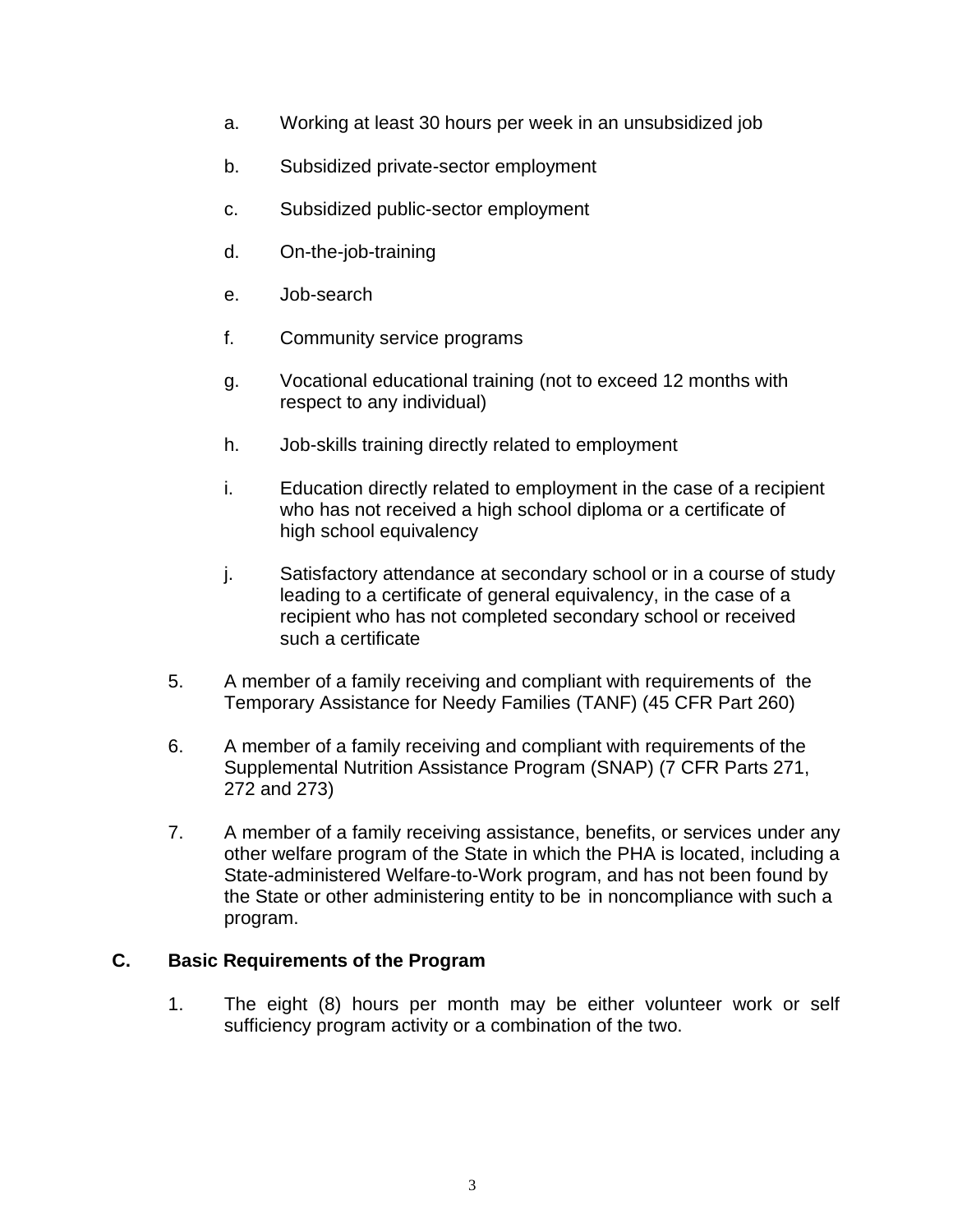a. Working at least 30 hours per week in an unsubsidized job

b. Subsidized private-sector employment

c. Subsidized public-sector employment

d. On-the-job-training

e. Job-search

f. Community service programs

g. Vocational educational training (not to exceed 12 months with respect to any individual)

h. Job-skills training directly related to employment

i. Education directly related to employment in the case of a recipient who has not received a high school diploma or a certificate of high school equivalency

j. Satisfactory attendance at secondary school or in a course of study leading to a certificate of general equivalency, in the case of a recipient who has not completed secondary school or received such a certificate

5. A member of a family receiving and compliant with requirements of the Temporary Assistance for Needy Families (TANF) (45 CFR Part 260)

6. A member of a family receiving and compliant with requirements of the Supplemental Nutrition Assistance Program (SNAP) (7 CFR Parts 271, 272 and 273)

7. A member of a family receiving assistance, benefits, or services under any other welfare program of the State in which the PHA is located, including a State-administered Welfare-to-Work program, and has not been found by the State or other administering entity to be in noncompliance with such a program.

## C. Basic Requirements of the Program

1. The eight (8) hours per month may be either volunteer work or self sufficiency program activity or a combination of the two.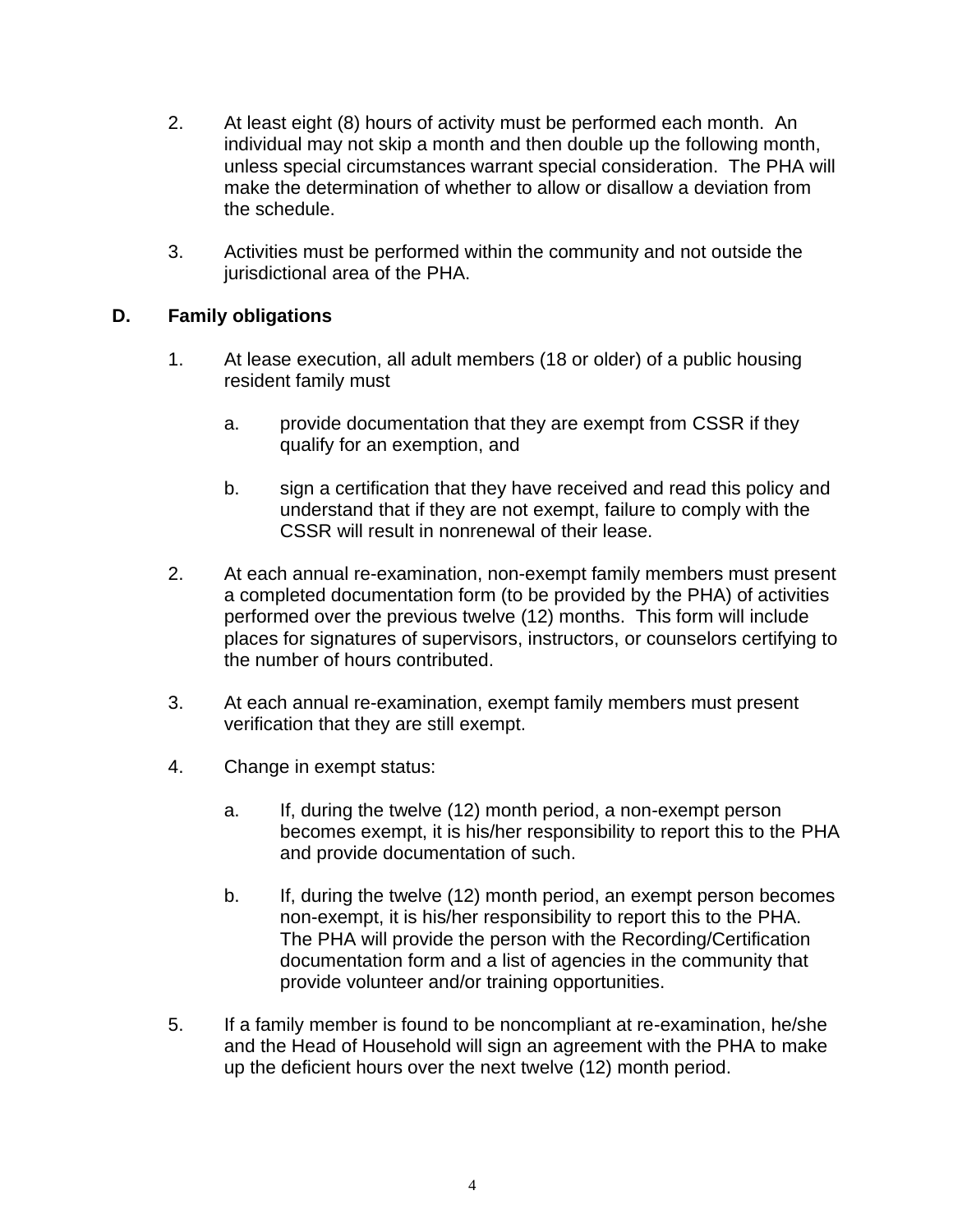2. At least eight (8) hours of activity must be performed each month. An individual may not skip a month and then double up the following month, unless special circumstances warrant special consideration. The PHA will make the determination of whether to allow or disallow a deviation from the schedule.

3. Activities must be performed within the community and not outside the jurisdictional area of the PHA.

## D. Family obligations

1. At lease execution, all adult members (18 or older) of a public housing resident family must

   a. provide documentation that they are exempt from CSSR if they qualify for an exemption, and

   b. sign a certification that they have received and read this policy and understand that if they are not exempt, failure to comply with the CSSR will result in nonrenewal of their lease.

2. At each annual re-examination, non-exempt family members must present a completed documentation form (to be provided by the PHA) of activities performed over the previous twelve (12) months. This form will include places for signatures of supervisors, instructors, or counselors certifying to the number of hours contributed.

3. At each annual re-examination, exempt family members must present verification that they are still exempt.

4. Change in exempt status:

   a. If, during the twelve (12) month period, a non-exempt person becomes exempt, it is his/her responsibility to report this to the PHA and provide documentation of such.

   b. If, during the twelve (12) month period, an exempt person becomes non-exempt, it is his/her responsibility to report this to the PHA. The PHA will provide the person with the Recording/Certification documentation form and a list of agencies in the community that provide volunteer and/or training opportunities.

5. If a family member is found to be noncompliant at re-examination, he/she and the Head of Household will sign an agreement with the PHA to make up the deficient hours over the next twelve (12) month period.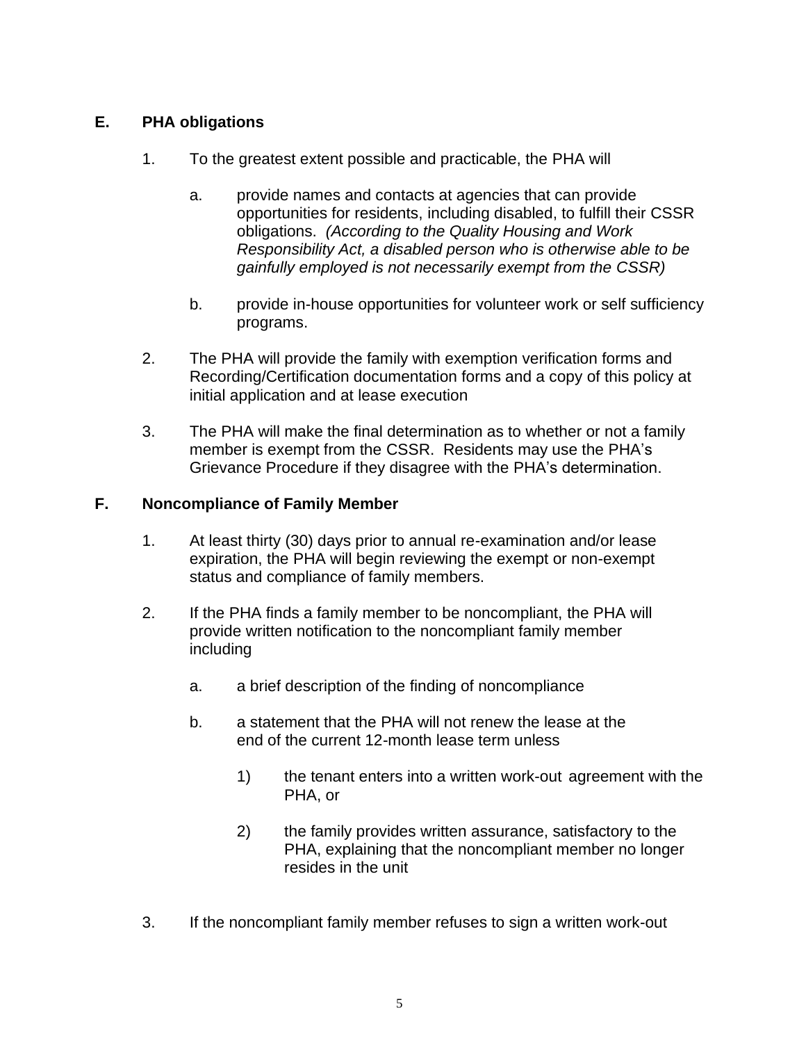## E. PHA obligations

1. To the greatest extent possible and practicable, the PHA will

   a. provide names and contacts at agencies that can provide opportunities for residents, including disabled, to fulfill their CSSR obligations. *(According to the Quality Housing and Work Responsibility Act, a disabled person who is otherwise able to be gainfully employed is not necessarily exempt from the CSSR)*

   b. provide in-house opportunities for volunteer work or self sufficiency programs.

2. The PHA will provide the family with exemption verification forms and Recording/Certification documentation forms and a copy of this policy at initial application and at lease execution

3. The PHA will make the final determination as to whether or not a family member is exempt from the CSSR. Residents may use the PHA's Grievance Procedure if they disagree with the PHA's determination.

## F. Noncompliance of Family Member

1. At least thirty (30) days prior to annual re-examination and/or lease expiration, the PHA will begin reviewing the exempt or non-exempt status and compliance of family members.

2. If the PHA finds a family member to be noncompliant, the PHA will provide written notification to the noncompliant family member including

   a. a brief description of the finding of noncompliance

   b. a statement that the PHA will not renew the lease at the end of the current 12-month lease term unless

      1) the tenant enters into a written work-out agreement with the PHA, or

      2) the family provides written assurance, satisfactory to the PHA, explaining that the noncompliant member no longer resides in the unit

3. If the noncompliant family member refuses to sign a written work-out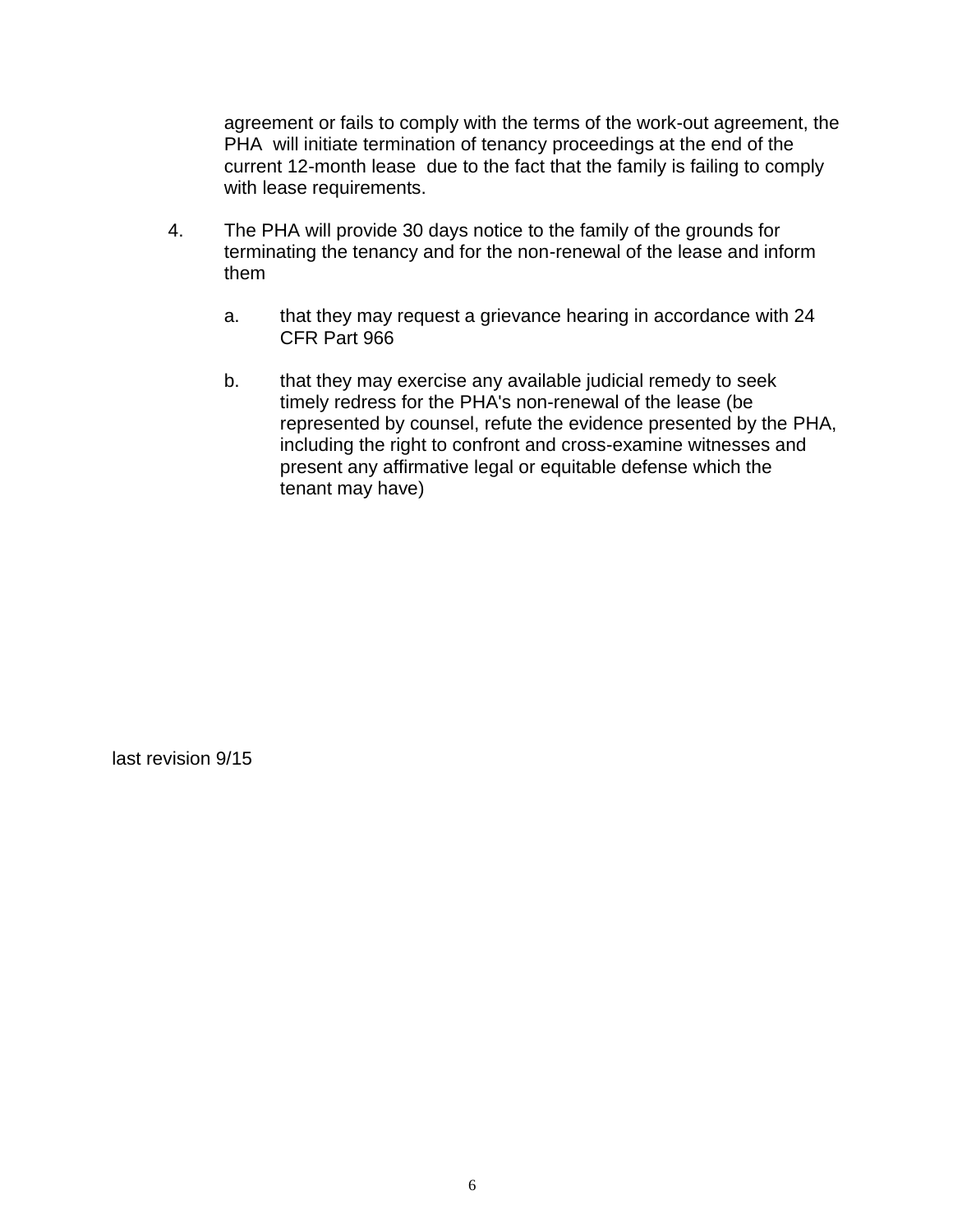agreement or fails to comply with the terms of the work-out agreement, the PHA will initiate termination of tenancy proceedings at the end of the current 12-month lease due to the fact that the family is failing to comply with lease requirements.

4. The PHA will provide 30 days notice to the family of the grounds for terminating the tenancy and for the non-renewal of the lease and inform them

   a. that they may request a grievance hearing in accordance with 24 CFR Part 966

   b. that they may exercise any available judicial remedy to seek timely redress for the PHA's non-renewal of the lease (be represented by counsel, refute the evidence presented by the PHA, including the right to confront and cross-examine witnesses and present any affirmative legal or equitable defense which the tenant may have)

last revision 9/15